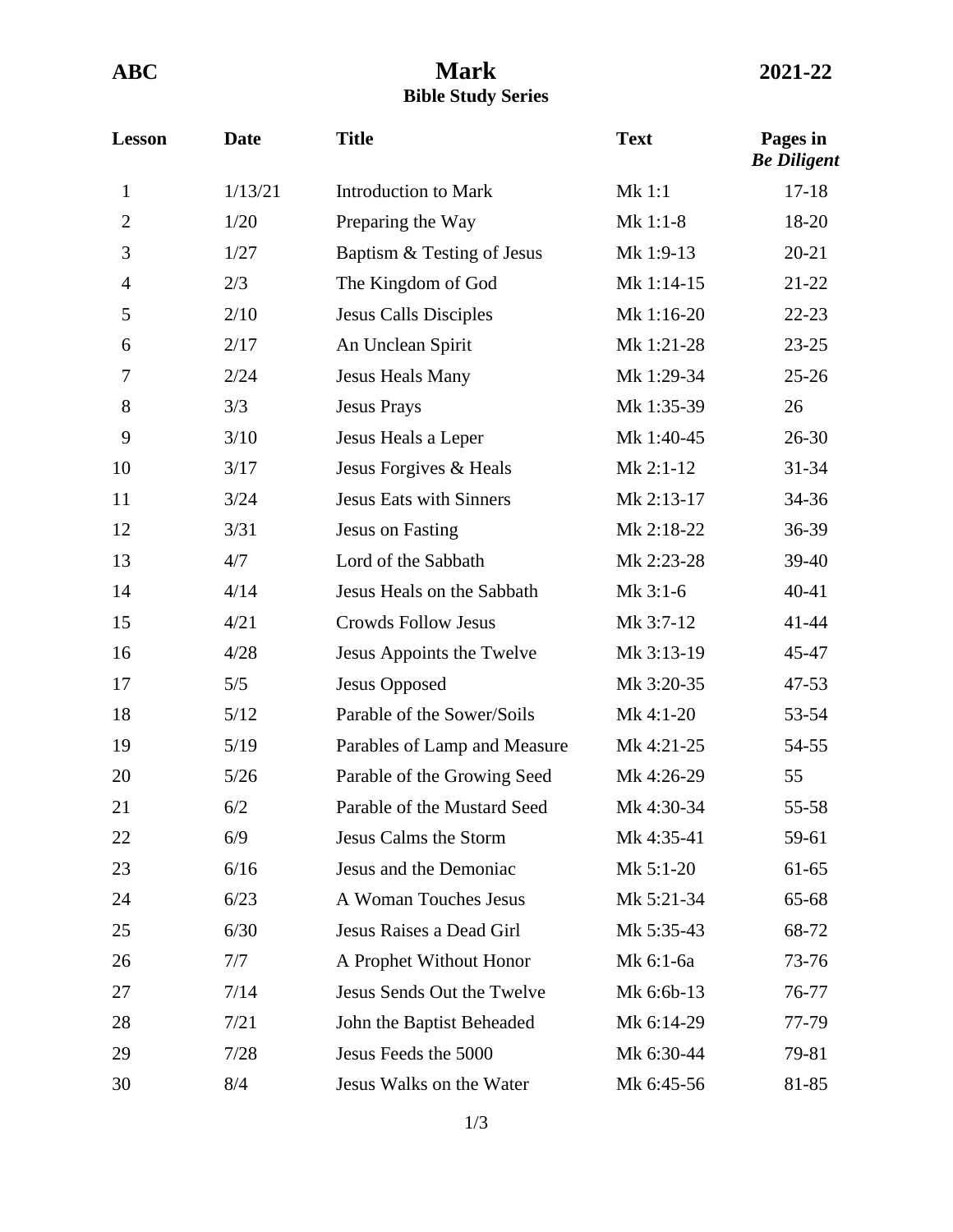**ABC** | **Mark** | **2021-22**

# Mark
## Bible Study Series

| Lesson | Date | Title | Text | Pages in *Be Diligent* |
|---|---|---|---|---|
| 1 | 1/13/21 | Introduction to Mark | Mk 1:1 | 17-18 |
| 2 | 1/20 | Preparing the Way | Mk 1:1-8 | 18-20 |
| 3 | 1/27 | Baptism & Testing of Jesus | Mk 1:9-13 | 20-21 |
| 4 | 2/3 | The Kingdom of God | Mk 1:14-15 | 21-22 |
| 5 | 2/10 | Jesus Calls Disciples | Mk 1:16-20 | 22-23 |
| 6 | 2/17 | An Unclean Spirit | Mk 1:21-28 | 23-25 |
| 7 | 2/24 | Jesus Heals Many | Mk 1:29-34 | 25-26 |
| 8 | 3/3 | Jesus Prays | Mk 1:35-39 | 26 |
| 9 | 3/10 | Jesus Heals a Leper | Mk 1:40-45 | 26-30 |
| 10 | 3/17 | Jesus Forgives & Heals | Mk 2:1-12 | 31-34 |
| 11 | 3/24 | Jesus Eats with Sinners | Mk 2:13-17 | 34-36 |
| 12 | 3/31 | Jesus on Fasting | Mk 2:18-22 | 36-39 |
| 13 | 4/7 | Lord of the Sabbath | Mk 2:23-28 | 39-40 |
| 14 | 4/14 | Jesus Heals on the Sabbath | Mk 3:1-6 | 40-41 |
| 15 | 4/21 | Crowds Follow Jesus | Mk 3:7-12 | 41-44 |
| 16 | 4/28 | Jesus Appoints the Twelve | Mk 3:13-19 | 45-47 |
| 17 | 5/5 | Jesus Opposed | Mk 3:20-35 | 47-53 |
| 18 | 5/12 | Parable of the Sower/Soils | Mk 4:1-20 | 53-54 |
| 19 | 5/19 | Parables of Lamp and Measure | Mk 4:21-25 | 54-55 |
| 20 | 5/26 | Parable of the Growing Seed | Mk 4:26-29 | 55 |
| 21 | 6/2 | Parable of the Mustard Seed | Mk 4:30-34 | 55-58 |
| 22 | 6/9 | Jesus Calms the Storm | Mk 4:35-41 | 59-61 |
| 23 | 6/16 | Jesus and the Demoniac | Mk 5:1-20 | 61-65 |
| 24 | 6/23 | A Woman Touches Jesus | Mk 5:21-34 | 65-68 |
| 25 | 6/30 | Jesus Raises a Dead Girl | Mk 5:35-43 | 68-72 |
| 26 | 7/7 | A Prophet Without Honor | Mk 6:1-6a | 73-76 |
| 27 | 7/14 | Jesus Sends Out the Twelve | Mk 6:6b-13 | 76-77 |
| 28 | 7/21 | John the Baptist Beheaded | Mk 6:14-29 | 77-79 |
| 29 | 7/28 | Jesus Feeds the 5000 | Mk 6:30-44 | 79-81 |
| 30 | 8/4 | Jesus Walks on the Water | Mk 6:45-56 | 81-85 |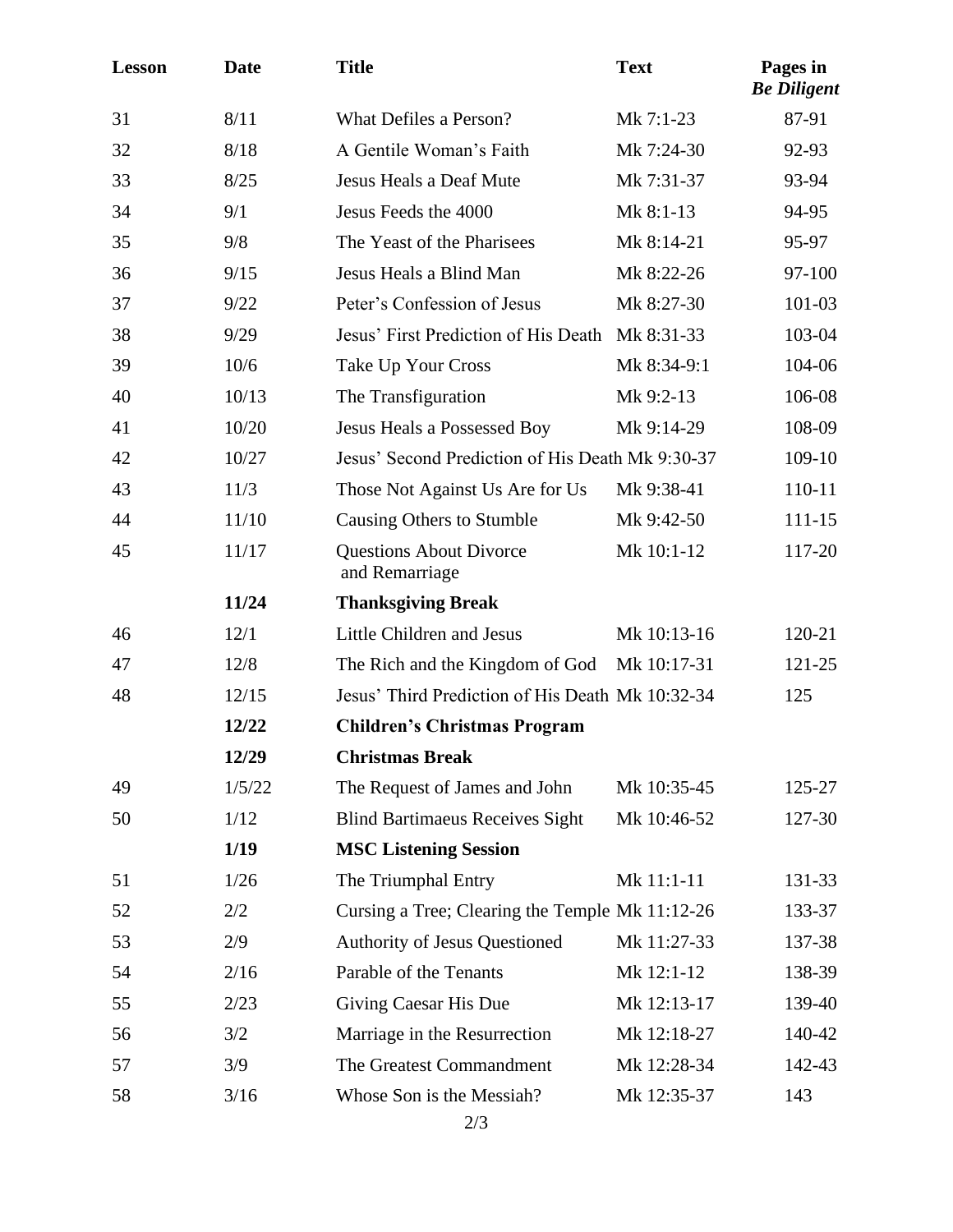| Lesson | Date | Title | Text | Pages in *Be Diligent* |
|---|---|---|---|---|
| 31 | 8/11 | What Defiles a Person? | Mk 7:1-23 | 87-91 |
| 32 | 8/18 | A Gentile Woman's Faith | Mk 7:24-30 | 92-93 |
| 33 | 8/25 | Jesus Heals a Deaf Mute | Mk 7:31-37 | 93-94 |
| 34 | 9/1 | Jesus Feeds the 4000 | Mk 8:1-13 | 94-95 |
| 35 | 9/8 | The Yeast of the Pharisees | Mk 8:14-21 | 95-97 |
| 36 | 9/15 | Jesus Heals a Blind Man | Mk 8:22-26 | 97-100 |
| 37 | 9/22 | Peter's Confession of Jesus | Mk 8:27-30 | 101-03 |
| 38 | 9/29 | Jesus' First Prediction of His Death | Mk 8:31-33 | 103-04 |
| 39 | 10/6 | Take Up Your Cross | Mk 8:34-9:1 | 104-06 |
| 40 | 10/13 | The Transfiguration | Mk 9:2-13 | 106-08 |
| 41 | 10/20 | Jesus Heals a Possessed Boy | Mk 9:14-29 | 108-09 |
| 42 | 10/27 | Jesus' Second Prediction of His Death | Mk 9:30-37 | 109-10 |
| 43 | 11/3 | Those Not Against Us Are for Us | Mk 9:38-41 | 110-11 |
| 44 | 11/10 | Causing Others to Stumble | Mk 9:42-50 | 111-15 |
| 45 | 11/17 | Questions About Divorce and Remarriage | Mk 10:1-12 | 117-20 |
| | **11/24** | **Thanksgiving Break** | | |
| 46 | 12/1 | Little Children and Jesus | Mk 10:13-16 | 120-21 |
| 47 | 12/8 | The Rich and the Kingdom of God | Mk 10:17-31 | 121-25 |
| 48 | 12/15 | Jesus' Third Prediction of His Death | Mk 10:32-34 | 125 |
| | **12/22** | **Children's Christmas Program** | | |
| | **12/29** | **Christmas Break** | | |
| 49 | 1/5/22 | The Request of James and John | Mk 10:35-45 | 125-27 |
| 50 | 1/12 | Blind Bartimaeus Receives Sight | Mk 10:46-52 | 127-30 |
| | **1/19** | **MSC Listening Session** | | |
| 51 | 1/26 | The Triumphal Entry | Mk 11:1-11 | 131-33 |
| 52 | 2/2 | Cursing a Tree; Clearing the Temple | Mk 11:12-26 | 133-37 |
| 53 | 2/9 | Authority of Jesus Questioned | Mk 11:27-33 | 137-38 |
| 54 | 2/16 | Parable of the Tenants | Mk 12:1-12 | 138-39 |
| 55 | 2/23 | Giving Caesar His Due | Mk 12:13-17 | 139-40 |
| 56 | 3/2 | Marriage in the Resurrection | Mk 12:18-27 | 140-42 |
| 57 | 3/9 | The Greatest Commandment | Mk 12:28-34 | 142-43 |
| 58 | 3/16 | Whose Son is the Messiah? | Mk 12:35-37 | 143 |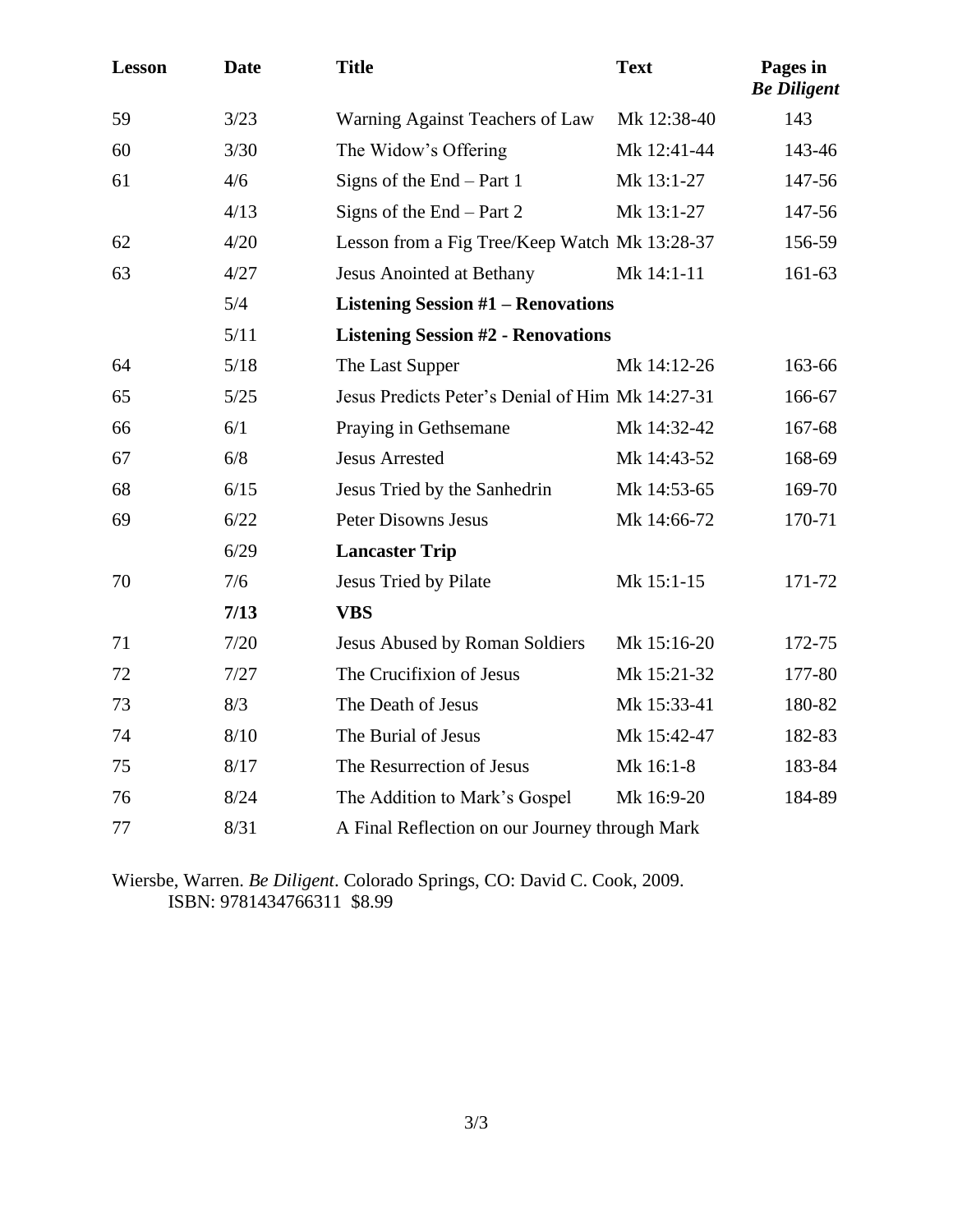| Lesson | Date | Title | Text | Pages in *Be Diligent* |
|---|---|---|---|---|
| 59 | 3/23 | Warning Against Teachers of Law | Mk 12:38-40 | 143 |
| 60 | 3/30 | The Widow's Offering | Mk 12:41-44 | 143-46 |
| 61 | 4/6 | Signs of the End – Part 1 | Mk 13:1-27 | 147-56 |
| | 4/13 | Signs of the End – Part 2 | Mk 13:1-27 | 147-56 |
| 62 | 4/20 | Lesson from a Fig Tree/Keep Watch | Mk 13:28-37 | 156-59 |
| 63 | 4/27 | Jesus Anointed at Bethany | Mk 14:1-11 | 161-63 |
| | 5/4 | **Listening Session #1 – Renovations** | | |
| | 5/11 | **Listening Session #2 - Renovations** | | |
| 64 | 5/18 | The Last Supper | Mk 14:12-26 | 163-66 |
| 65 | 5/25 | Jesus Predicts Peter's Denial of Him | Mk 14:27-31 | 166-67 |
| 66 | 6/1 | Praying in Gethsemane | Mk 14:32-42 | 167-68 |
| 67 | 6/8 | Jesus Arrested | Mk 14:43-52 | 168-69 |
| 68 | 6/15 | Jesus Tried by the Sanhedrin | Mk 14:53-65 | 169-70 |
| 69 | 6/22 | Peter Disowns Jesus | Mk 14:66-72 | 170-71 |
| | 6/29 | **Lancaster Trip** | | |
| 70 | 7/6 | Jesus Tried by Pilate | Mk 15:1-15 | 171-72 |
| | **7/13** | **VBS** | | |
| 71 | 7/20 | Jesus Abused by Roman Soldiers | Mk 15:16-20 | 172-75 |
| 72 | 7/27 | The Crucifixion of Jesus | Mk 15:21-32 | 177-80 |
| 73 | 8/3 | The Death of Jesus | Mk 15:33-41 | 180-82 |
| 74 | 8/10 | The Burial of Jesus | Mk 15:42-47 | 182-83 |
| 75 | 8/17 | The Resurrection of Jesus | Mk 16:1-8 | 183-84 |
| 76 | 8/24 | The Addition to Mark's Gospel | Mk 16:9-20 | 184-89 |
| 77 | 8/31 | A Final Reflection on our Journey through Mark | | |

Wiersbe, Warren. *Be Diligent*. Colorado Springs, CO: David C. Cook, 2009.
ISBN: 9781434766311 $8.99